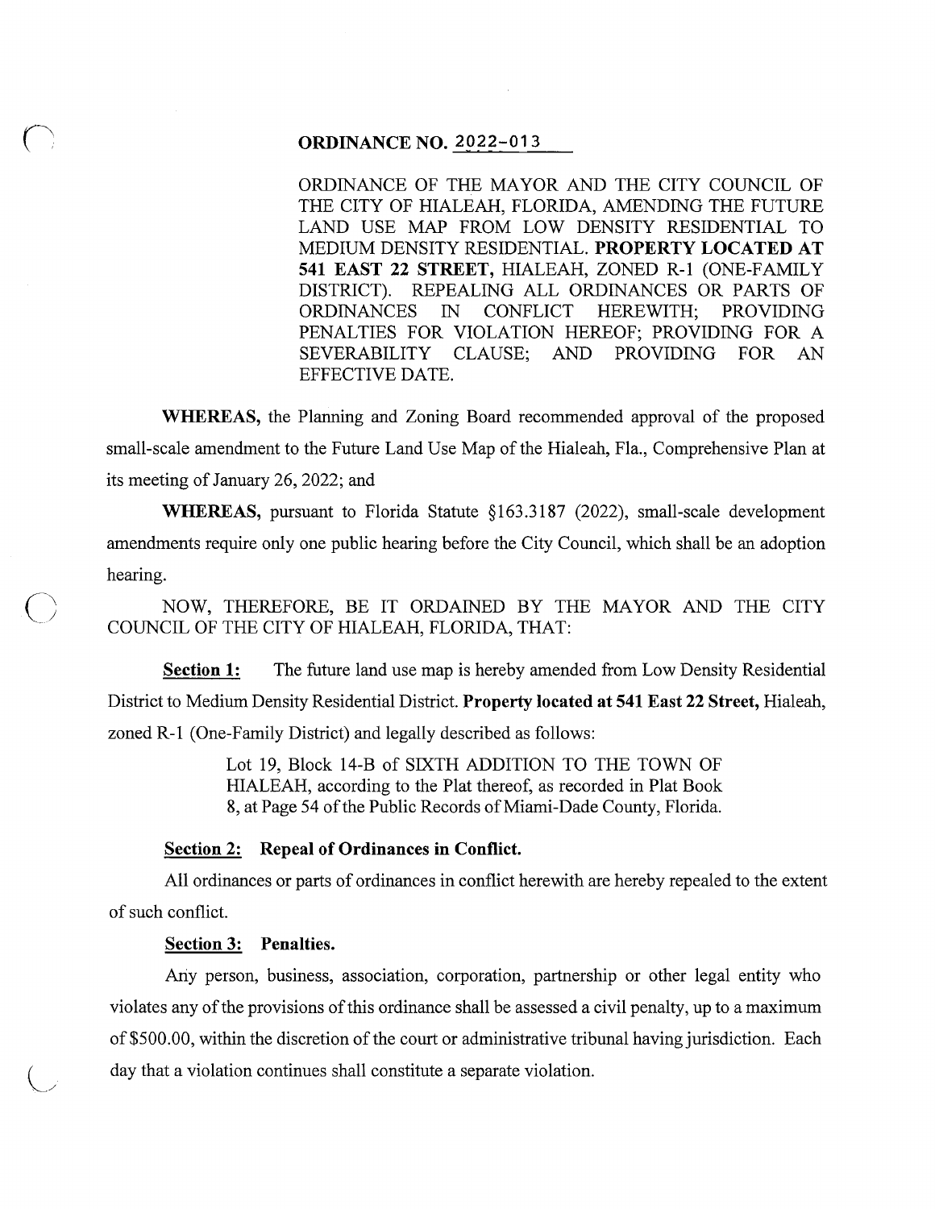# ORDINANCE NO. 2022-013

ORDINANCE OF THE MAYOR AND THE CITY COUNCIL OF THE CITY OF HIALEAH, FLORIDA, AMENDING THE FUTURE LAND USE MAP FROM LOW DENSITY RESIDENTIAL TO MEDIUM DENSITY RESIDENTIAL. **PROPERTY LOCATED AT 541 EAST 22 STREET,** HIALEAH, ZONED R-1 (ONE-FAMILY DISTRICT). REPEALING ALL ORDINANCES OR PARTS OF ORDINANCES IN CONFLICT HEREWITH; PROVIDING PENALTIES FOR VIOLATION HEREOF; PROVIDING FOR A SEVERABILITY CLAUSE; AND PROVIDING FOR AN EFFECTIVE DATE.

**WHEREAS,** the Planning and Zoning Board recommended approval of the proposed small-scale amendment to the Future Land Use Map of the Hialeah, Fla., Comprehensive Plan at its meeting of January 26, 2022; and

**WHEREAS,** pursuant to Florida Statute §163.3187 (2022), small-scale development amendments require only one public hearing before the City Council, which shall be an adoption hearing.

NOW, THEREFORE, BE IT ORDAINED BY THE MAYOR AND THE CITY COUNCIL OF THE CITY OF HIALEAH, FLORIDA, THAT:

**Section 1:** The future land use map is hereby amended from Low Density Residential District to Medium Density Residential District. **Property located at 541 East 22 Street,** Hialeah, zoned R-1 (One-Family District) and legally described as follows:

> Lot 19, Block 14-B of SIXTH ADDITION TO THE TOWN OF HIALEAH, according to the Plat thereof, as recorded in Plat Book 8, at Page 54 of the Public Records of Miami-Dade County, Florida.

**Section 2: Repeal of Ordinances in Conflict.**

All ordinances or parts of ordinances in conflict herewith are hereby repealed to the extent of such conflict.

**Section 3: Penalties.**

Any person, business, association, corporation, partnership or other legal entity who violates any of the provisions of this ordinance shall be assessed a civil penalty, up to a maximum of $500.00, within the discretion of the court or administrative tribunal having jurisdiction. Each day that a violation continues shall constitute a separate violation.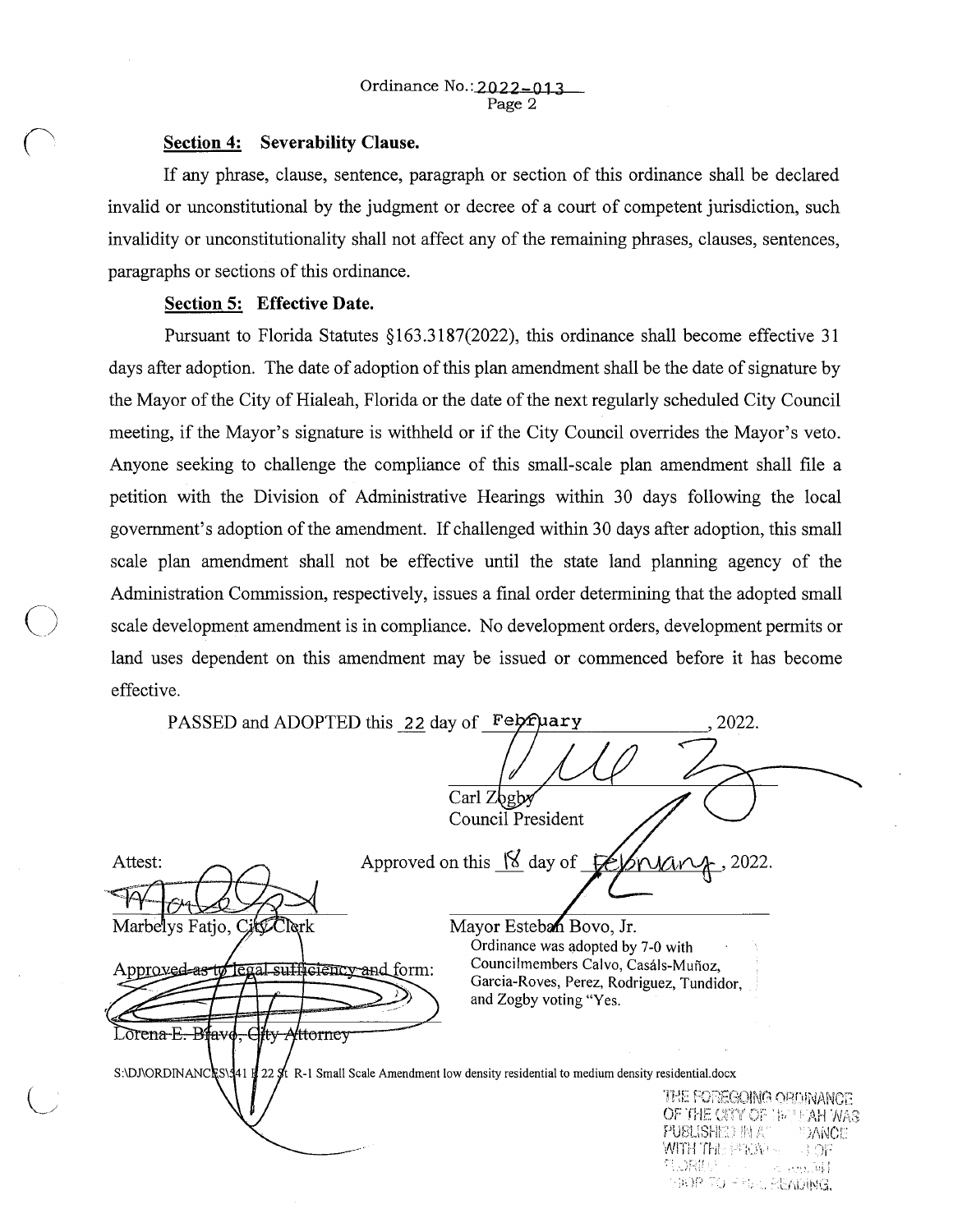Ordinance No.: 2022-013

**Section 4: Severability Clause.**

If any phrase, clause, sentence, paragraph or section of this ordinance shall be declared invalid or unconstitutional by the judgment or decree of a court of competent jurisdiction, such invalidity or unconstitutionality shall not affect any of the remaining phrases, clauses, sentences, paragraphs or sections of this ordinance.

**Section 5: Effective Date.**

Pursuant to Florida Statutes §163.3187(2022), this ordinance shall become effective 31 days after adoption. The date of adoption of this plan amendment shall be the date of signature by the Mayor of the City of Hialeah, Florida or the date of the next regularly scheduled City Council meeting, if the Mayor's signature is withheld or if the City Council overrides the Mayor's veto. Anyone seeking to challenge the compliance of this small-scale plan amendment shall file a petition with the Division of Administrative Hearings within 30 days following the local government's adoption of the amendment. If challenged within 30 days after adoption, this small scale plan amendment shall not be effective until the state land planning agency of the Administration Commission, respectively, issues a final order determining that the adopted small scale development amendment is in compliance. No development orders, development permits or land uses dependent on this amendment may be issued or commenced before it has become effective.

PASSED and ADOPTED this 22 day of February, 2022.

Carl Zogby
Council President

Attest:

Marbelys Fatjo, City Clerk

Approved on this 18 day of February, 2022.

Mayor Esteban Bovo, Jr.

Ordinance was adopted by 7-0 with Councilmembers Calvo, Casáls-Muñoz, Garcia-Roves, Perez, Rodriguez, Tundidor, and Zogby voting "Yes.

Approved as to legal sufficiency and form:

Lorena E. Bravo, City Attorney

S:\DJ\ORDINANCES\541 E 22 St R-1 Small Scale Amendment low density residential to medium density residential.docx

THE FOREGOING ORDINANCE OF THE CITY OF HIALEAH WAS PUBLISHED IN ACCORDANCE WITH THE PROVISIONS OF FLORIDA ... PRIOR TO FINAL READING.